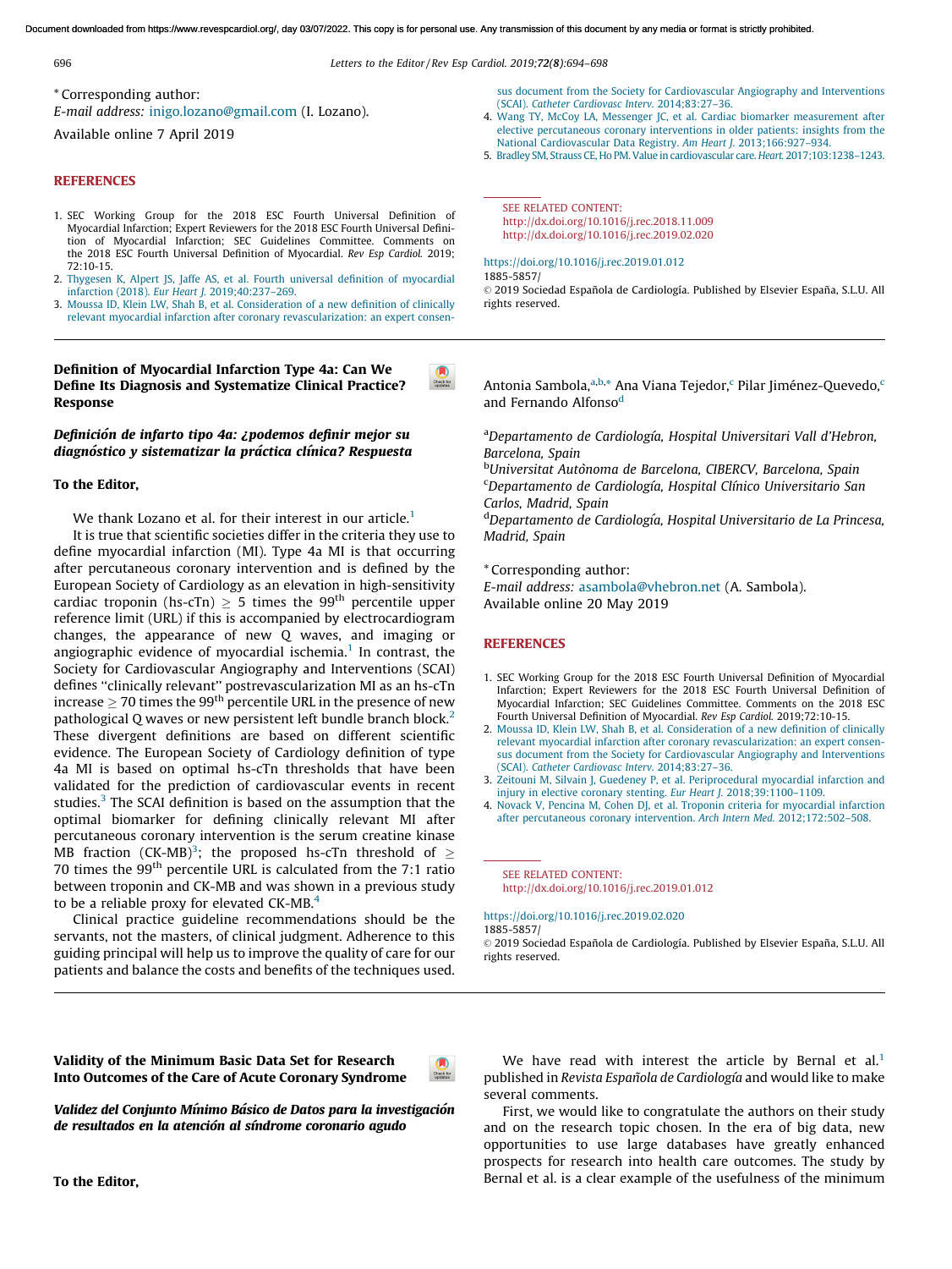*Corresponding author:
*E-mail address:* inigo.lozano@gmail.com (I. Lozano).

Available online 7 April 2019

## REFERENCES

1. SEC Working Group for the 2018 ESC Fourth Universal Definition of Myocardial Infarction; Expert Reviewers for the 2018 ESC Fourth Universal Definition of Myocardial Infarction; SEC Guidelines Committee. Comments on the 2018 ESC Fourth Universal Definition of Myocardial. *Rev Esp Cardiol.* 2019; 72:10-15.
2. Thygesen K, Alpert JS, Jaffe AS, et al. Fourth universal definition of myocardial infarction (2018). *Eur Heart J.* 2019;40:237–269.
3. Moussa ID, Klein LW, Shah B, et al. Consideration of a new definition of clinically relevant myocardial infarction after coronary revascularization: an expert consensus document from the Society for Cardiovascular Angiography and Interventions (SCAI). *Catheter Cardiovasc Interv.* 2014;83:27–36.
4. Wang TY, McCoy LA, Messenger JC, et al. Cardiac biomarker measurement after elective percutaneous coronary interventions in older patients: insights from the National Cardiovascular Data Registry. *Am Heart J.* 2013;166:927–934.
5. Bradley SM, Strauss CE, Ho PM. Value in cardiovascular care. *Heart.* 2017;103:1238–1243.

SEE RELATED CONTENT:
http://dx.doi.org/10.1016/j.rec.2018.11.009
http://dx.doi.org/10.1016/j.rec.2019.02.020

https://doi.org/10.1016/j.rec.2019.01.012
1885-5857/
© 2019 Sociedad Española de Cardiología. Published by Elsevier España, S.L.U. All rights reserved.

---

# Definition of Myocardial Infarction Type 4a: Can We Define Its Diagnosis and Systematize Clinical Practice? Response

***Definición de infarto tipo 4a: ¿podemos definir mejor su diagnóstico y sistematizar la práctica clínica? Respuesta***

**To the Editor,**

We thank Lozano et al. for their interest in our article.[1]

It is true that scientific societies differ in the criteria they use to define myocardial infarction (MI). Type 4a MI is that occurring after percutaneous coronary intervention and is defined by the European Society of Cardiology as an elevation in high-sensitivity cardiac troponin (hs-cTn) $\geq$ 5 times the 99$^{th}$ percentile upper reference limit (URL) if this is accompanied by electrocardiogram changes, the appearance of new Q waves, and imaging or angiographic evidence of myocardial ischemia.[1] In contrast, the Society for Cardiovascular Angiography and Interventions (SCAI) defines "clinically relevant" postrevascularization MI as an hs-cTn increase $\geq$ 70 times the 99$^{th}$ percentile URL in the presence of new pathological Q waves or new persistent left bundle branch block.[2] These divergent definitions are based on different scientific evidence. The European Society of Cardiology definition of type 4a MI is based on optimal hs-cTn thresholds that have been validated for the prediction of cardiovascular events in recent studies.[3] The SCAI definition is based on the assumption that the optimal biomarker for defining clinically relevant MI after percutaneous coronary intervention is the serum creatine kinase MB fraction (CK-MB)[3]; the proposed hs-cTn threshold of $\geq$ 70 times the 99$^{th}$ percentile URL is calculated from the 7:1 ratio between troponin and CK-MB and was shown in a previous study to be a reliable proxy for elevated CK-MB.[4]

Clinical practice guideline recommendations should be the servants, not the masters, of clinical judgment. Adherence to this guiding principle will help us to improve the quality of care for our patients and balance the costs and benefits of the techniques used.

Antonia Sambola,[a,b,*] Ana Viana Tejedor,[c] Pilar Jiménez-Quevedo,[c] and Fernando Alfonso[d]

[a] *Departamento de Cardiología, Hospital Universitari Vall d'Hebron, Barcelona, Spain*
[b] *Universitat Autònoma de Barcelona, CIBERCV, Barcelona, Spain*
[c] *Departamento de Cardiología, Hospital Clínico Universitario San Carlos, Madrid, Spain*
[d] *Departamento de Cardiología, Hospital Universitario de La Princesa, Madrid, Spain*

*Corresponding author:
*E-mail address:* asambola@vhebron.net (A. Sambola).

Available online 20 May 2019

## REFERENCES

1. SEC Working Group for the 2018 ESC Fourth Universal Definition of Myocardial Infarction; Expert Reviewers for the 2018 ESC Fourth Universal Definition of Myocardial Infarction; SEC Guidelines Committee. Comments on the 2018 ESC Fourth Universal Definition of Myocardial. *Rev Esp Cardiol.* 2019;72:10-15.
2. Moussa ID, Klein LW, Shah B, et al. Consideration of a new definition of clinically relevant myocardial infarction after coronary revascularization: an expert consensus document from the Society for Cardiovascular Angiography and Interventions (SCAI). *Catheter Cardiovasc Interv.* 2014;83:27–36.
3. Zeitouni M, Silvain J, Guedeney P, et al. Periprocedural myocardial infarction and injury in elective coronary stenting. *Eur Heart J.* 2018;39:1100–1109.
4. Novack V, Pencina M, Cohen DJ, et al. Troponin criteria for myocardial infarction after percutaneous coronary intervention. *Arch Intern Med.* 2012;172:502–508.

SEE RELATED CONTENT:
http://dx.doi.org/10.1016/j.rec.2019.01.012

https://doi.org/10.1016/j.rec.2019.02.020
1885-5857/
© 2019 Sociedad Española de Cardiología. Published by Elsevier España, S.L.U. All rights reserved.

---

# Validity of the Minimum Basic Data Set for Research Into Outcomes of the Care of Acute Coronary Syndrome

***Validez del Conjunto Mínimo Básico de Datos para la investigación de resultados en la atención al síndrome coronario agudo***

**To the Editor,**

We have read with interest the article by Bernal et al.[1] published in *Revista Española de Cardiología* and would like to make several comments.

First, we would like to congratulate the authors on their study and on the research topic chosen. In the era of big data, new opportunities to use large databases have greatly enhanced prospects for research into health care outcomes. The study by Bernal et al. is a clear example of the usefulness of the minimum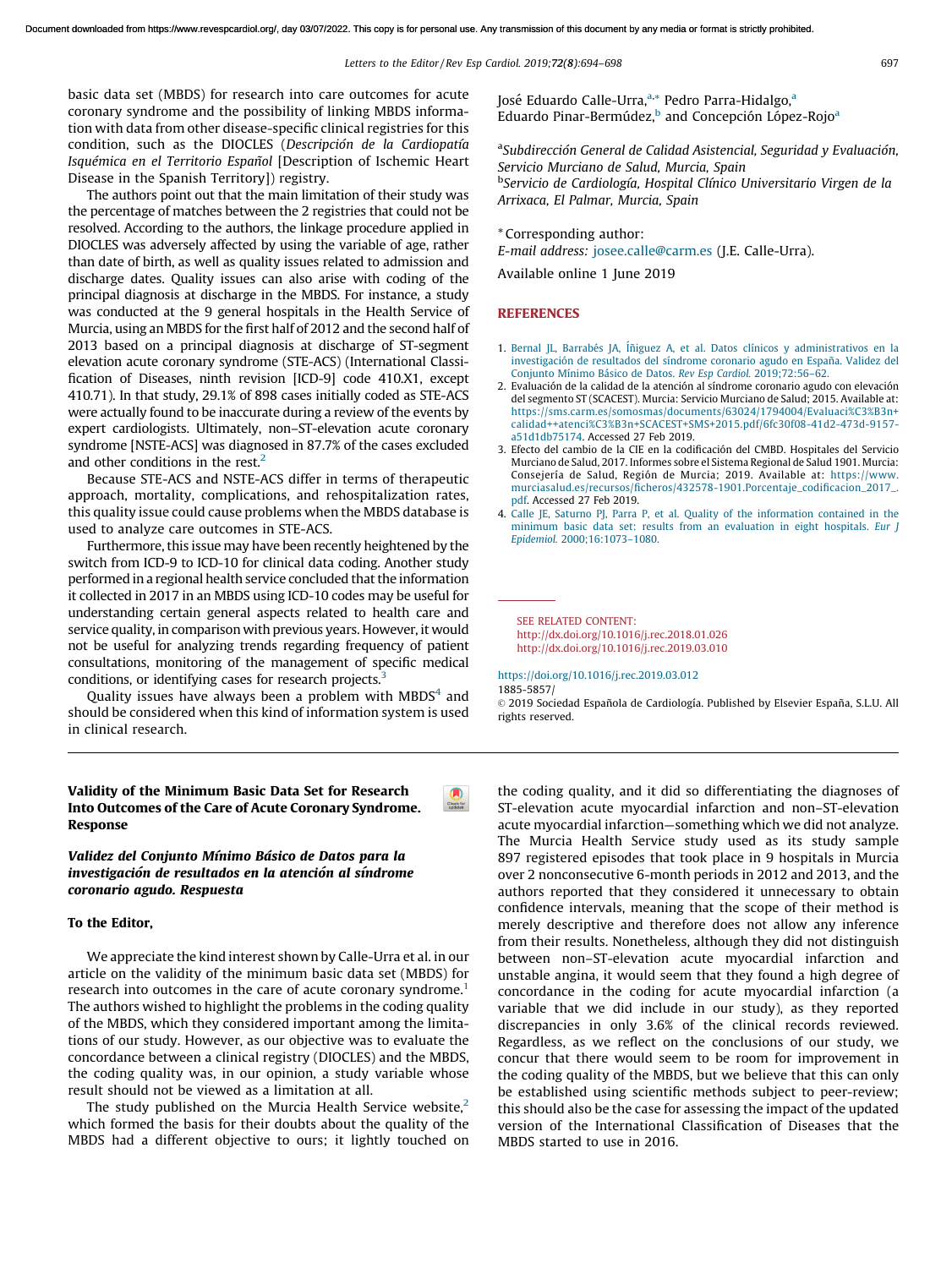basic data set (MBDS) for research into care outcomes for acute coronary syndrome and the possibility of linking MBDS information with data from other disease-specific clinical registries for this condition, such as the DIOCLES (*Descripción de la Cardiopatía Isquémica en el Territorio Español* [Description of Ischemic Heart Disease in the Spanish Territory]) registry.

The authors point out that the main limitation of their study was the percentage of matches between the 2 registries that could not be resolved. According to the authors, the linkage procedure applied in DIOCLES was adversely affected by using the variable of age, rather than date of birth, as well as quality issues related to admission and discharge dates. Quality issues can also arise with coding of the principal diagnosis at discharge in the MBDS. For instance, a study was conducted at the 9 general hospitals in the Health Service of Murcia, using an MBDS for the first half of 2012 and the second half of 2013 based on a principal diagnosis at discharge of ST-segment elevation acute coronary syndrome (STE-ACS) (International Classification of Diseases, ninth revision [ICD-9] code 410.X1, except 410.71). In that study, 29.1% of 898 cases initially coded as STE-ACS were actually found to be inaccurate during a review of the events by expert cardiologists. Ultimately, non–ST-elevation acute coronary syndrome [NSTE-ACS] was diagnosed in 87.7% of the cases excluded and other conditions in the rest.[2]

Because STE-ACS and NSTE-ACS differ in terms of therapeutic approach, mortality, complications, and rehospitalization rates, this quality issue could cause problems when the MBDS database is used to analyze care outcomes in STE-ACS.

Furthermore, this issue may have been recently heightened by the switch from ICD-9 to ICD-10 for clinical data coding. Another study performed in a regional health service concluded that the information it collected in 2017 in an MBDS using ICD-10 codes may be useful for understanding certain general aspects related to health care and service quality, in comparison with previous years. However, it would not be useful for analyzing trends regarding frequency of patient consultations, monitoring of the management of specific medical conditions, or identifying cases for research projects.[3]

Quality issues have always been a problem with MBDS[4] and should be considered when this kind of information system is used in clinical research.

José Eduardo Calle-Urra,[a,*] Pedro Parra-Hidalgo,[a] Eduardo Pinar-Bermúdez,[b] and Concepción López-Rojo[a]

[a] *Subdirección General de Calidad Asistencial, Seguridad y Evaluación, Servicio Murciano de Salud, Murcia, Spain*
[b] *Servicio de Cardiología, Hospital Clínico Universitario Virgen de la Arrixaca, El Palmar, Murcia, Spain*

* Corresponding author:
*E-mail address:* josee.calle@carm.es (J.E. Calle-Urra).

Available online 1 June 2019

## REFERENCES

1. Bernal JL, Barrabés JA, Íñiguez A, et al. Datos clínicos y administrativos en la investigación de resultados del síndrome coronario agudo en España. Validez del Conjunto Mínimo Básico de Datos. *Rev Esp Cardiol.* 2019;72:56–62.
2. Evaluación de la calidad de la atención al síndrome coronario agudo con elevación del segmento ST (SCACEST). Murcia: Servicio Murciano de Salud; 2015. Available at: https://sms.carm.es/somosmas/documents/63024/1794004/Evaluaci%C3%B3n+calidad++atenci%C3%B3n+SCACEST+SMS+2015.pdf/6fc30f08-41d2-473d-9157-a51d1db75174. Accessed 27 Feb 2019.
3. Efecto del cambio de la CIE en la codificación del CMBD. Hospitales del Servicio Murciano de Salud, 2017. Informes sobre el Sistema Regional de Salud 1901. Murcia: Consejería de Salud, Región de Murcia; 2019. Available at: https://www.murciasalud.es/recursos/ficheros/432578-1901_Porcentaje_codificacion_2017_.pdf. Accessed 27 Feb 2019.
4. Calle JE, Saturno PJ, Parra P, et al. Quality of the information contained in the minimum basic data set: results from an evaluation in eight hospitals. *Eur J Epidemiol.* 2000;16:1073–1080.

SEE RELATED CONTENT:
http://dx.doi.org/10.1016/j.rec.2018.01.026
http://dx.doi.org/10.1016/j.rec.2019.03.010

https://doi.org/10.1016/j.rec.2019.03.012
1885-5857/
© 2019 Sociedad Española de Cardiología. Published by Elsevier España, S.L.U. All rights reserved.

## Validity of the Minimum Basic Data Set for Research Into Outcomes of the Care of Acute Coronary Syndrome. Response

### *Validez del Conjunto Mínimo Básico de Datos para la investigación de resultados en la atención al síndrome coronario agudo. Respuesta*

**To the Editor,**

We appreciate the kind interest shown by Calle-Urra et al. in our article on the validity of the minimum basic data set (MBDS) for research into outcomes in the care of acute coronary syndrome.[1] The authors wished to highlight the problems in the coding quality of the MBDS, which they considered important among the limitations of our study. However, as our objective was to evaluate the concordance between a clinical registry (DIOCLES) and the MBDS, the coding quality was, in our opinion, a study variable whose result should not be viewed as a limitation at all.

The study published on the Murcia Health Service website,[2] which formed the basis for their doubts about the quality of the MBDS had a different objective to ours; it lightly touched on the coding quality, and it did so differentiating the diagnoses of ST-elevation acute myocardial infarction and non–ST-elevation acute myocardial infarction—something which we did not analyze. The Murcia Health Service study used as its study sample 897 registered episodes that took place in 9 hospitals in Murcia over 2 nonconsecutive 6-month periods in 2012 and 2013, and the authors reported that they considered it unnecessary to obtain confidence intervals, meaning that the scope of their method is merely descriptive and therefore does not allow any inference from their results. Nonetheless, although they did not distinguish between non–ST-elevation acute myocardial infarction and unstable angina, it would seem that they found a high degree of concordance in the coding for acute myocardial infarction (a variable that we did include in our study), as they reported discrepancies in only 3.6% of the clinical records reviewed. Regardless, as we reflect on the conclusions of our study, we concur that there would seem to be room for improvement in the coding quality of the MBDS, but we believe that this can only be established using scientific methods subject to peer-review; this should also be the case for assessing the impact of the updated version of the International Classification of Diseases that the MBDS started to use in 2016.